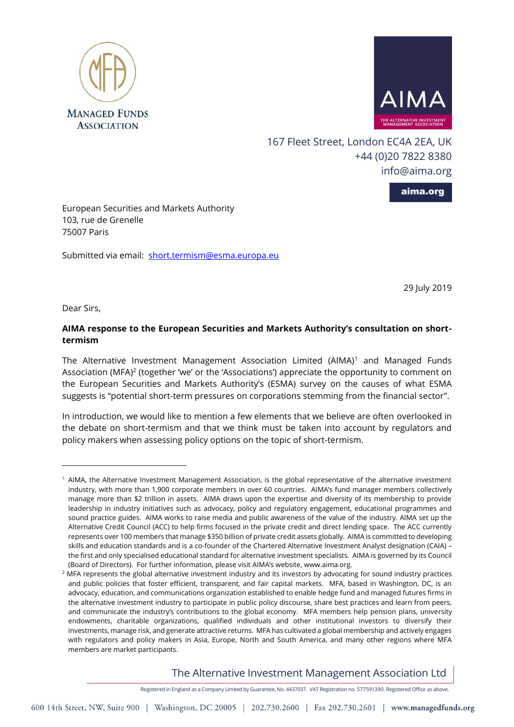MANAGED FUNDS ASSOCIATION

AIMA
THE ALTERNATIVE INVESTMENT MANAGEMENT ASSOCIATION

167 Fleet Street, London EC4A 2EA, UK
+44 (0)20 7822 8380
info@aima.org

aima.org

European Securities and Markets Authority
103, rue de Grenelle
75007 Paris

Submitted via email: short.termism@esma.europa.eu

29 July 2019

Dear Sirs,

**AIMA response to the European Securities and Markets Authority's consultation on short-termism**

The Alternative Investment Management Association Limited (AIMA)[1] and Managed Funds Association (MFA)[2] (together 'we' or the 'Associations') appreciate the opportunity to comment on the European Securities and Markets Authority's (ESMA) survey on the causes of what ESMA suggests is "potential short-term pressures on corporations stemming from the financial sector".

In introduction, we would like to mention a few elements that we believe are often overlooked in the debate on short-termism and that we think must be taken into account by regulators and policy makers when assessing policy options on the topic of short-termism.

---

[1] AIMA, the Alternative Investment Management Association, is the global representative of the alternative investment industry, with more than 1,900 corporate members in over 60 countries. AIMA's fund manager members collectively manage more than $2 trillion in assets. AIMA draws upon the expertise and diversity of its membership to provide leadership in industry initiatives such as advocacy, policy and regulatory engagement, educational programmes and sound practice guides. AIMA works to raise media and public awareness of the value of the industry. AIMA set up the Alternative Credit Council (ACC) to help firms focused in the private credit and direct lending space. The ACC currently represents over 100 members that manage $350 billion of private credit assets globally. AIMA is committed to developing skills and education standards and is a co-founder of the Chartered Alternative Investment Analyst designation (CAIA) – the first and only specialised educational standard for alternative investment specialists. AIMA is governed by its Council (Board of Directors). For further information, please visit AIMA's website, www.aima.org.

[2] MFA represents the global alternative investment industry and its investors by advocating for sound industry practices and public policies that foster efficient, transparent, and fair capital markets. MFA, based in Washington, DC, is an advocacy, education, and communications organization established to enable hedge fund and managed futures firms in the alternative investment industry to participate in public policy discourse, share best practices and learn from peers, and communicate the industry's contributions to the global economy. MFA members help pension plans, university endowments, charitable organizations, qualified individuals and other institutional investors to diversify their investments, manage risk, and generate attractive returns. MFA has cultivated a global membership and actively engages with regulators and policy makers in Asia, Europe, North and South America, and many other regions where MFA members are market participants.

The Alternative Investment Management Association Ltd

Registered in England as a Company Limited by Guarantee, No. 4437037. VAT Registration no. 577591390. Registered Office as above.

600 14th Street, NW, Suite 900 | Washington, DC 20005 | 202.730.2600 | Fax 202.730.2601 | www.managedfunds.org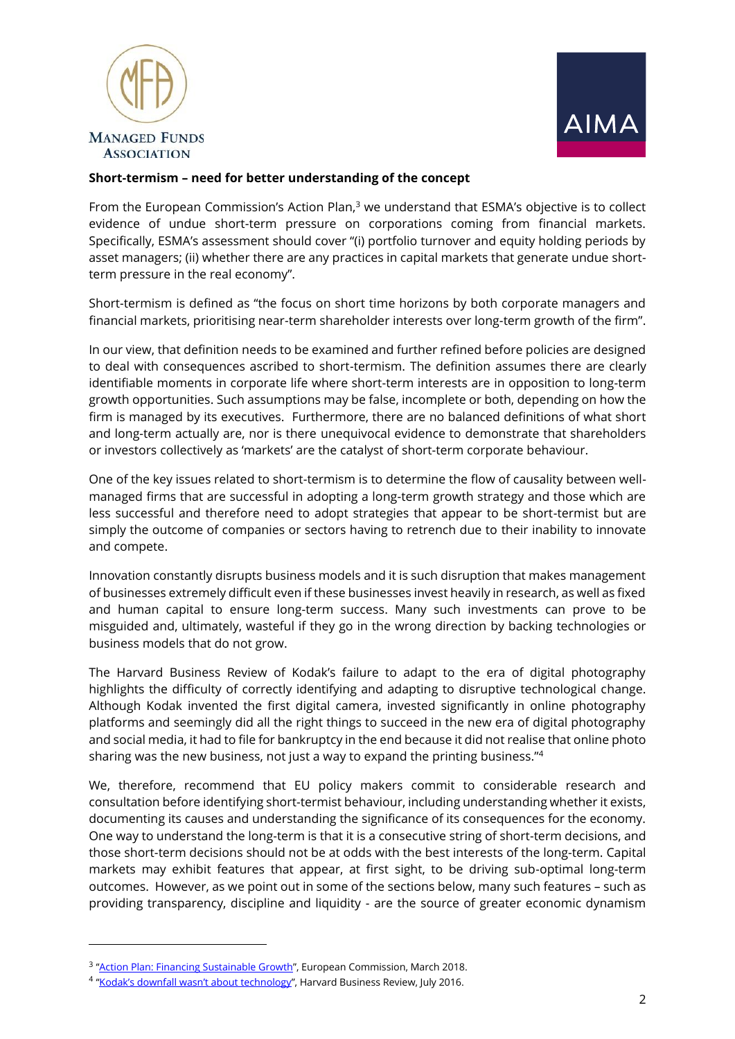**Short-termism – need for better understanding of the concept**

From the European Commission's Action Plan,[3] we understand that ESMA's objective is to collect evidence of undue short-term pressure on corporations coming from financial markets. Specifically, ESMA's assessment should cover "(i) portfolio turnover and equity holding periods by asset managers; (ii) whether there are any practices in capital markets that generate undue short-term pressure in the real economy".

Short-termism is defined as "the focus on short time horizons by both corporate managers and financial markets, prioritising near-term shareholder interests over long-term growth of the firm".

In our view, that definition needs to be examined and further refined before policies are designed to deal with consequences ascribed to short-termism. The definition assumes there are clearly identifiable moments in corporate life where short-term interests are in opposition to long-term growth opportunities. Such assumptions may be false, incomplete or both, depending on how the firm is managed by its executives. Furthermore, there are no balanced definitions of what short and long-term actually are, nor is there unequivocal evidence to demonstrate that shareholders or investors collectively as 'markets' are the catalyst of short-term corporate behaviour.

One of the key issues related to short-termism is to determine the flow of causality between well-managed firms that are successful in adopting a long-term growth strategy and those which are less successful and therefore need to adopt strategies that appear to be short-termist but are simply the outcome of companies or sectors having to retrench due to their inability to innovate and compete.

Innovation constantly disrupts business models and it is such disruption that makes management of businesses extremely difficult even if these businesses invest heavily in research, as well as fixed and human capital to ensure long-term success. Many such investments can prove to be misguided and, ultimately, wasteful if they go in the wrong direction by backing technologies or business models that do not grow.

The Harvard Business Review of Kodak's failure to adapt to the era of digital photography highlights the difficulty of correctly identifying and adapting to disruptive technological change. Although Kodak invented the first digital camera, invested significantly in online photography platforms and seemingly did all the right things to succeed in the new era of digital photography and social media, it had to file for bankruptcy in the end because it did not realise that online photo sharing was the new business, not just a way to expand the printing business."[4]

We, therefore, recommend that EU policy makers commit to considerable research and consultation before identifying short-termist behaviour, including understanding whether it exists, documenting its causes and understanding the significance of its consequences for the economy. One way to understand the long-term is that it is a consecutive string of short-term decisions, and those short-term decisions should not be at odds with the best interests of the long-term. Capital markets may exhibit features that appear, at first sight, to be driving sub-optimal long-term outcomes. However, as we point out in some of the sections below, many such features – such as providing transparency, discipline and liquidity - are the source of greater economic dynamism

---

[3] "Action Plan: Financing Sustainable Growth", European Commission, March 2018.

[4] "Kodak's downfall wasn't about technology", Harvard Business Review, July 2016.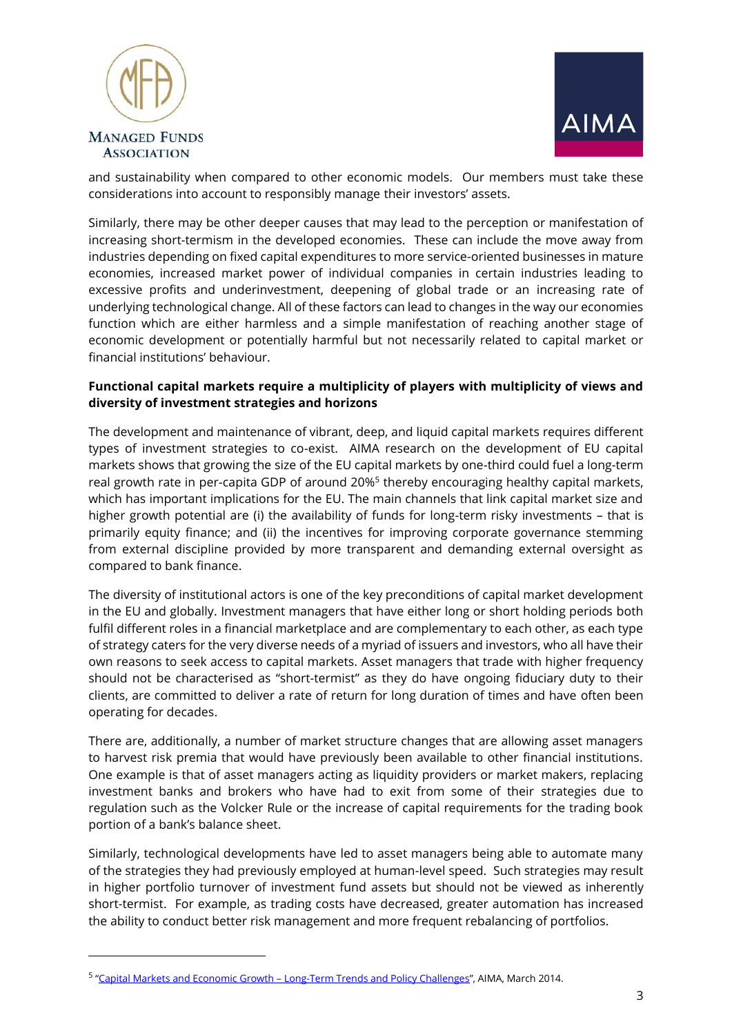and sustainability when compared to other economic models. Our members must take these considerations into account to responsibly manage their investors' assets.

Similarly, there may be other deeper causes that may lead to the perception or manifestation of increasing short-termism in the developed economies. These can include the move away from industries depending on fixed capital expenditures to more service-oriented businesses in mature economies, increased market power of individual companies in certain industries leading to excessive profits and underinvestment, deepening of global trade or an increasing rate of underlying technological change. All of these factors can lead to changes in the way our economies function which are either harmless and a simple manifestation of reaching another stage of economic development or potentially harmful but not necessarily related to capital market or financial institutions' behaviour.

**Functional capital markets require a multiplicity of players with multiplicity of views and diversity of investment strategies and horizons**

The development and maintenance of vibrant, deep, and liquid capital markets requires different types of investment strategies to co-exist. AIMA research on the development of EU capital markets shows that growing the size of the EU capital markets by one-third could fuel a long-term real growth rate in per-capita GDP of around 20%[5] thereby encouraging healthy capital markets, which has important implications for the EU. The main channels that link capital market size and higher growth potential are (i) the availability of funds for long-term risky investments – that is primarily equity finance; and (ii) the incentives for improving corporate governance stemming from external discipline provided by more transparent and demanding external oversight as compared to bank finance.

The diversity of institutional actors is one of the key preconditions of capital market development in the EU and globally. Investment managers that have either long or short holding periods both fulfil different roles in a financial marketplace and are complementary to each other, as each type of strategy caters for the very diverse needs of a myriad of issuers and investors, who all have their own reasons to seek access to capital markets. Asset managers that trade with higher frequency should not be characterised as "short-termist" as they do have ongoing fiduciary duty to their clients, are committed to deliver a rate of return for long duration of times and have often been operating for decades.

There are, additionally, a number of market structure changes that are allowing asset managers to harvest risk premia that would have previously been available to other financial institutions. One example is that of asset managers acting as liquidity providers or market makers, replacing investment banks and brokers who have had to exit from some of their strategies due to regulation such as the Volcker Rule or the increase of capital requirements for the trading book portion of a bank's balance sheet.

Similarly, technological developments have led to asset managers being able to automate many of the strategies they had previously employed at human-level speed. Such strategies may result in higher portfolio turnover of investment fund assets but should not be viewed as inherently short-termist. For example, as trading costs have decreased, greater automation has increased the ability to conduct better risk management and more frequent rebalancing of portfolios.

---

[5] "Capital Markets and Economic Growth – Long-Term Trends and Policy Challenges", AIMA, March 2014.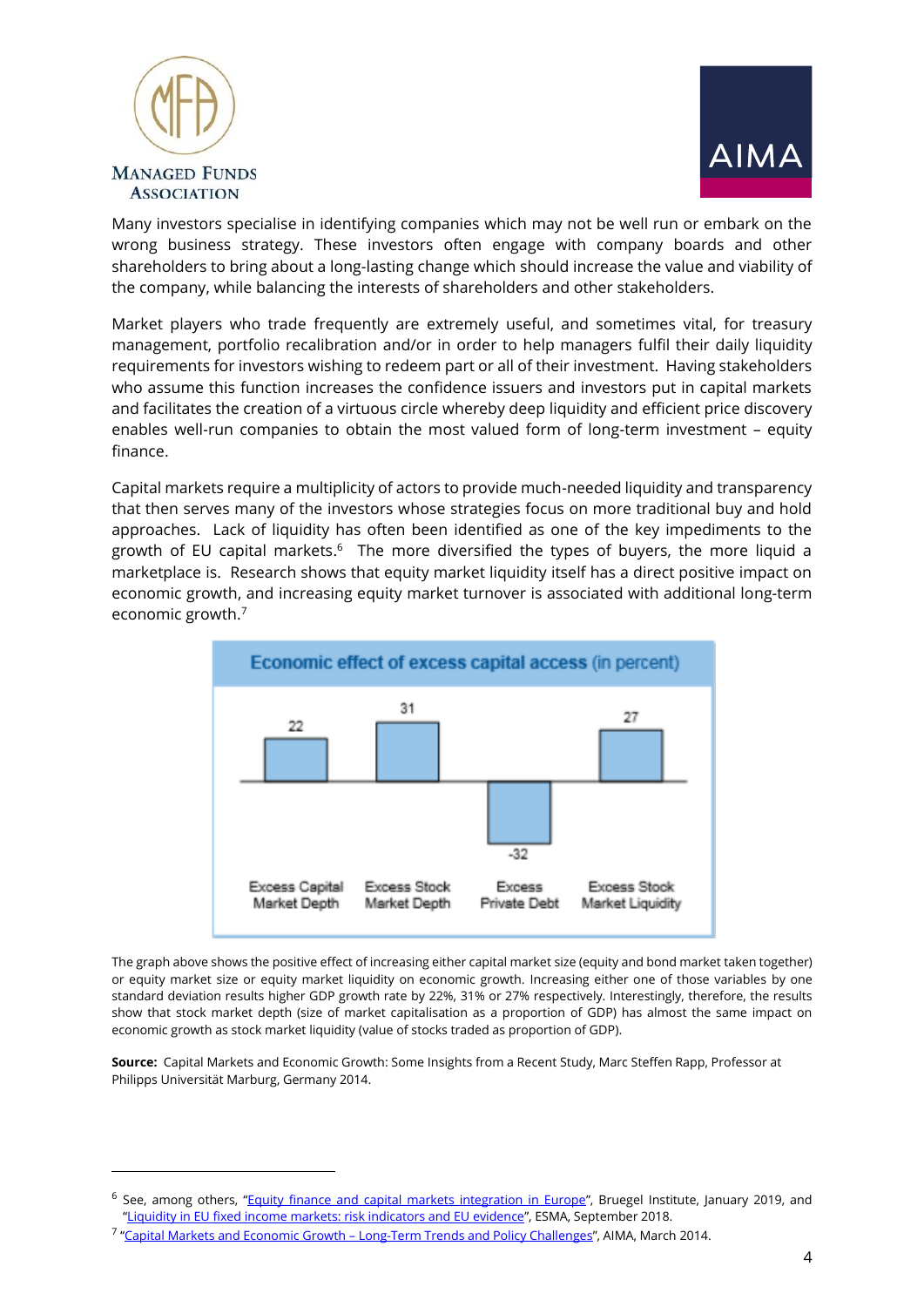Many investors specialise in identifying companies which may not be well run or embark on the wrong business strategy. These investors often engage with company boards and other shareholders to bring about a long-lasting change which should increase the value and viability of the company, while balancing the interests of shareholders and other stakeholders.

Market players who trade frequently are extremely useful, and sometimes vital, for treasury management, portfolio recalibration and/or in order to help managers fulfil their daily liquidity requirements for investors wishing to redeem part or all of their investment. Having stakeholders who assume this function increases the confidence issuers and investors put in capital markets and facilitates the creation of a virtuous circle whereby deep liquidity and efficient price discovery enables well-run companies to obtain the most valued form of long-term investment – equity finance.

Capital markets require a multiplicity of actors to provide much-needed liquidity and transparency that then serves many of the investors whose strategies focus on more traditional buy and hold approaches. Lack of liquidity has often been identified as one of the key impediments to the growth of EU capital markets.[6] The more diversified the types of buyers, the more liquid a marketplace is. Research shows that equity market liquidity itself has a direct positive impact on economic growth, and increasing equity market turnover is associated with additional long-term economic growth.[7]

**Economic effect of excess capital access (in percent)**

| Excess Capital Market Depth | Excess Stock Market Depth | Excess Private Debt | Excess Stock Market Liquidity |
|---|---|---|---|
| 22 | 31 | -32 | 27 |

The graph above shows the positive effect of increasing either capital market size (equity and bond market taken together) or equity market size or equity market liquidity on economic growth. Increasing either one of those variables by one standard deviation results higher GDP growth rate by 22%, 31% or 27% respectively. Interestingly, therefore, the results show that stock market depth (size of market capitalisation as a proportion of GDP) has almost the same impact on economic growth as stock market liquidity (value of stocks traded as proportion of GDP).

**Source:** Capital Markets and Economic Growth: Some Insights from a Recent Study, Marc Steffen Rapp, Professor at Philipps Universität Marburg, Germany 2014.

---

[6] See, among others, "Equity finance and capital markets integration in Europe", Bruegel Institute, January 2019, and "Liquidity in EU fixed income markets: risk indicators and EU evidence", ESMA, September 2018.

[7] "Capital Markets and Economic Growth – Long-Term Trends and Policy Challenges", AIMA, March 2014.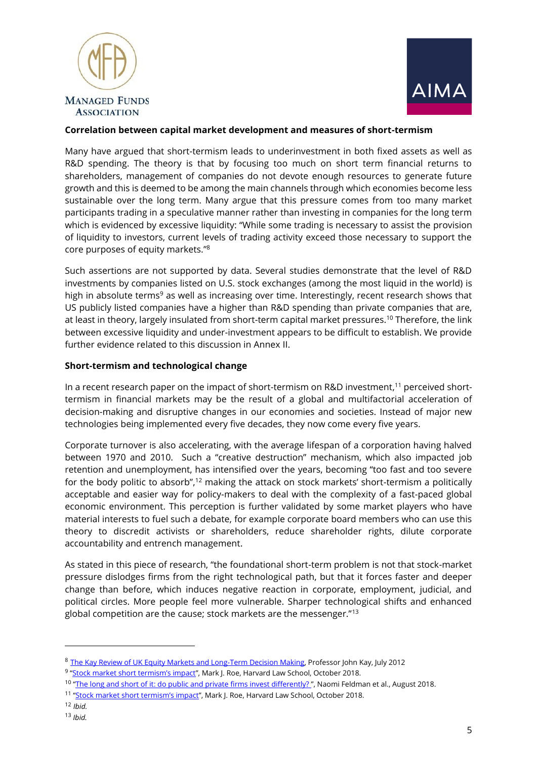**Correlation between capital market development and measures of short-termism**

Many have argued that short-termism leads to underinvestment in both fixed assets as well as R&D spending. The theory is that by focusing too much on short term financial returns to shareholders, management of companies do not devote enough resources to generate future growth and this is deemed to be among the main channels through which economies become less sustainable over the long term. Many argue that this pressure comes from too many market participants trading in a speculative manner rather than investing in companies for the long term which is evidenced by excessive liquidity: "While some trading is necessary to assist the provision of liquidity to investors, current levels of trading activity exceed those necessary to support the core purposes of equity markets."[8]

Such assertions are not supported by data. Several studies demonstrate that the level of R&D investments by companies listed on U.S. stock exchanges (among the most liquid in the world) is high in absolute terms[9] as well as increasing over time. Interestingly, recent research shows that US publicly listed companies have a higher than R&D spending than private companies that are, at least in theory, largely insulated from short-term capital market pressures.[10] Therefore, the link between excessive liquidity and under-investment appears to be difficult to establish. We provide further evidence related to this discussion in Annex II.

**Short-termism and technological change**

In a recent research paper on the impact of short-termism on R&D investment,[11] perceived short-termism in financial markets may be the result of a global and multifactorial acceleration of decision-making and disruptive changes in our economies and societies. Instead of major new technologies being implemented every five decades, they now come every five years.

Corporate turnover is also accelerating, with the average lifespan of a corporation having halved between 1970 and 2010. Such a "creative destruction" mechanism, which also impacted job retention and unemployment, has intensified over the years, becoming "too fast and too severe for the body politic to absorb",[12] making the attack on stock markets' short-termism a politically acceptable and easier way for policy-makers to deal with the complexity of a fast-paced global economic environment. This perception is further validated by some market players who have material interests to fuel such a debate, for example corporate board members who can use this theory to discredit activists or shareholders, reduce shareholder rights, dilute corporate accountability and entrench management.

As stated in this piece of research, "the foundational short-term problem is not that stock-market pressure dislodges firms from the right technological path, but that it forces faster and deeper change than before, which induces negative reaction in corporate, employment, judicial, and political circles. More people feel more vulnerable. Sharper technological shifts and enhanced global competition are the cause; stock markets are the messenger."[13]

---

[8] The Kay Review of UK Equity Markets and Long-Term Decision Making, Professor John Kay, July 2012

[9] "Stock market short termism's impact", Mark J. Roe, Harvard Law School, October 2018.

[10] "The long and short of it: do public and private firms invest differently? ", Naomi Feldman et al., August 2018.

[11] "Stock market short termism's impact", Mark J. Roe, Harvard Law School, October 2018.

[12] *Ibid.*

[13] *Ibid.*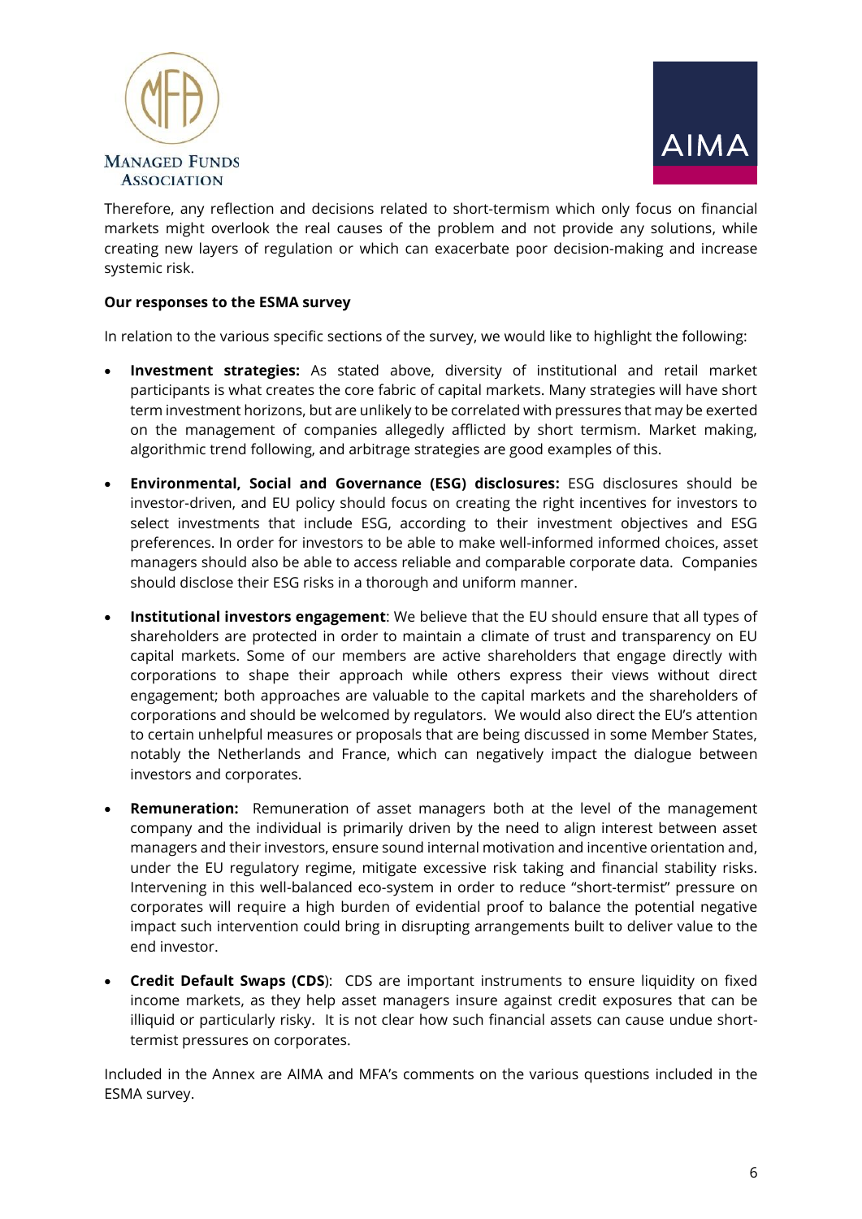Therefore, any reflection and decisions related to short-termism which only focus on financial markets might overlook the real causes of the problem and not provide any solutions, while creating new layers of regulation or which can exacerbate poor decision-making and increase systemic risk.

**Our responses to the ESMA survey**

In relation to the various specific sections of the survey, we would like to highlight the following:

- **Investment strategies:** As stated above, diversity of institutional and retail market participants is what creates the core fabric of capital markets. Many strategies will have short term investment horizons, but are unlikely to be correlated with pressures that may be exerted on the management of companies allegedly afflicted by short termism. Market making, algorithmic trend following, and arbitrage strategies are good examples of this.

- **Environmental, Social and Governance (ESG) disclosures:** ESG disclosures should be investor-driven, and EU policy should focus on creating the right incentives for investors to select investments that include ESG, according to their investment objectives and ESG preferences. In order for investors to be able to make well-informed informed choices, asset managers should also be able to access reliable and comparable corporate data. Companies should disclose their ESG risks in a thorough and uniform manner.

- **Institutional investors engagement**: We believe that the EU should ensure that all types of shareholders are protected in order to maintain a climate of trust and transparency on EU capital markets. Some of our members are active shareholders that engage directly with corporations to shape their approach while others express their views without direct engagement; both approaches are valuable to the capital markets and the shareholders of corporations and should be welcomed by regulators. We would also direct the EU's attention to certain unhelpful measures or proposals that are being discussed in some Member States, notably the Netherlands and France, which can negatively impact the dialogue between investors and corporates.

- **Remuneration:** Remuneration of asset managers both at the level of the management company and the individual is primarily driven by the need to align interest between asset managers and their investors, ensure sound internal motivation and incentive orientation and, under the EU regulatory regime, mitigate excessive risk taking and financial stability risks. Intervening in this well-balanced eco-system in order to reduce "short-termist" pressure on corporates will require a high burden of evidential proof to balance the potential negative impact such intervention could bring in disrupting arrangements built to deliver value to the end investor.

- **Credit Default Swaps (CDS)**: CDS are important instruments to ensure liquidity on fixed income markets, as they help asset managers insure against credit exposures that can be illiquid or particularly risky. It is not clear how such financial assets can cause undue short-termist pressures on corporates.

Included in the Annex are AIMA and MFA's comments on the various questions included in the ESMA survey.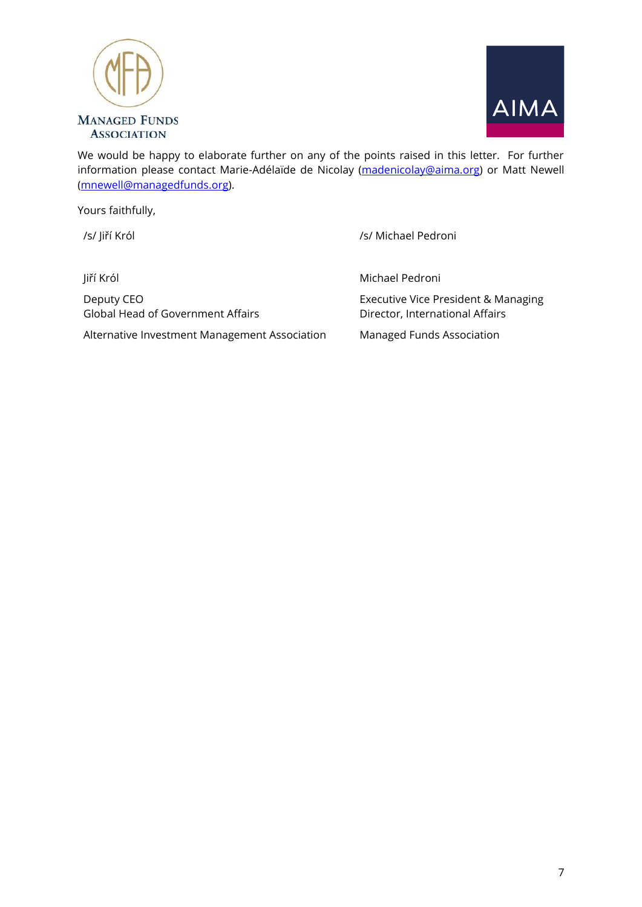We would be happy to elaborate further on any of the points raised in this letter. For further information please contact Marie-Adélaïde de Nicolay (madenicolay@aima.org) or Matt Newell (mnewell@managedfunds.org).

Yours faithfully,

/s/ Jiří Król

Jiří Król

Deputy CEO
Global Head of Government Affairs

Alternative Investment Management Association

/s/ Michael Pedroni

Michael Pedroni

Executive Vice President & Managing Director, International Affairs

Managed Funds Association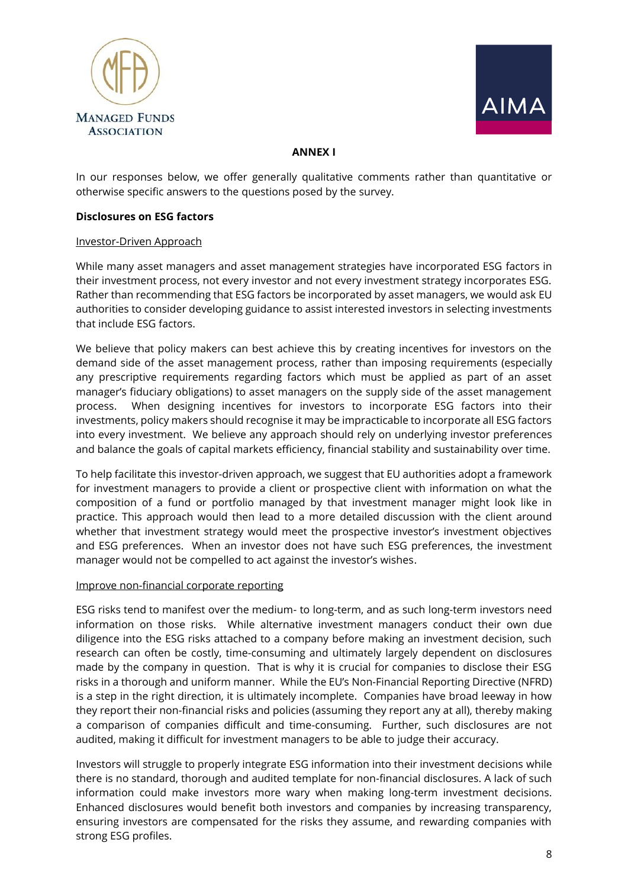**ANNEX I**

In our responses below, we offer generally qualitative comments rather than quantitative or otherwise specific answers to the questions posed by the survey.

**Disclosures on ESG factors**

Investor-Driven Approach

While many asset managers and asset management strategies have incorporated ESG factors in their investment process, not every investor and not every investment strategy incorporates ESG. Rather than recommending that ESG factors be incorporated by asset managers, we would ask EU authorities to consider developing guidance to assist interested investors in selecting investments that include ESG factors.

We believe that policy makers can best achieve this by creating incentives for investors on the demand side of the asset management process, rather than imposing requirements (especially any prescriptive requirements regarding factors which must be applied as part of an asset manager's fiduciary obligations) to asset managers on the supply side of the asset management process. When designing incentives for investors to incorporate ESG factors into their investments, policy makers should recognise it may be impracticable to incorporate all ESG factors into every investment. We believe any approach should rely on underlying investor preferences and balance the goals of capital markets efficiency, financial stability and sustainability over time.

To help facilitate this investor-driven approach, we suggest that EU authorities adopt a framework for investment managers to provide a client or prospective client with information on what the composition of a fund or portfolio managed by that investment manager might look like in practice. This approach would then lead to a more detailed discussion with the client around whether that investment strategy would meet the prospective investor's investment objectives and ESG preferences. When an investor does not have such ESG preferences, the investment manager would not be compelled to act against the investor's wishes.

Improve non-financial corporate reporting

ESG risks tend to manifest over the medium- to long-term, and as such long-term investors need information on those risks. While alternative investment managers conduct their own due diligence into the ESG risks attached to a company before making an investment decision, such research can often be costly, time-consuming and ultimately largely dependent on disclosures made by the company in question. That is why it is crucial for companies to disclose their ESG risks in a thorough and uniform manner. While the EU's Non-Financial Reporting Directive (NFRD) is a step in the right direction, it is ultimately incomplete. Companies have broad leeway in how they report their non-financial risks and policies (assuming they report any at all), thereby making a comparison of companies difficult and time-consuming. Further, such disclosures are not audited, making it difficult for investment managers to be able to judge their accuracy.

Investors will struggle to properly integrate ESG information into their investment decisions while there is no standard, thorough and audited template for non-financial disclosures. A lack of such information could make investors more wary when making long-term investment decisions. Enhanced disclosures would benefit both investors and companies by increasing transparency, ensuring investors are compensated for the risks they assume, and rewarding companies with strong ESG profiles.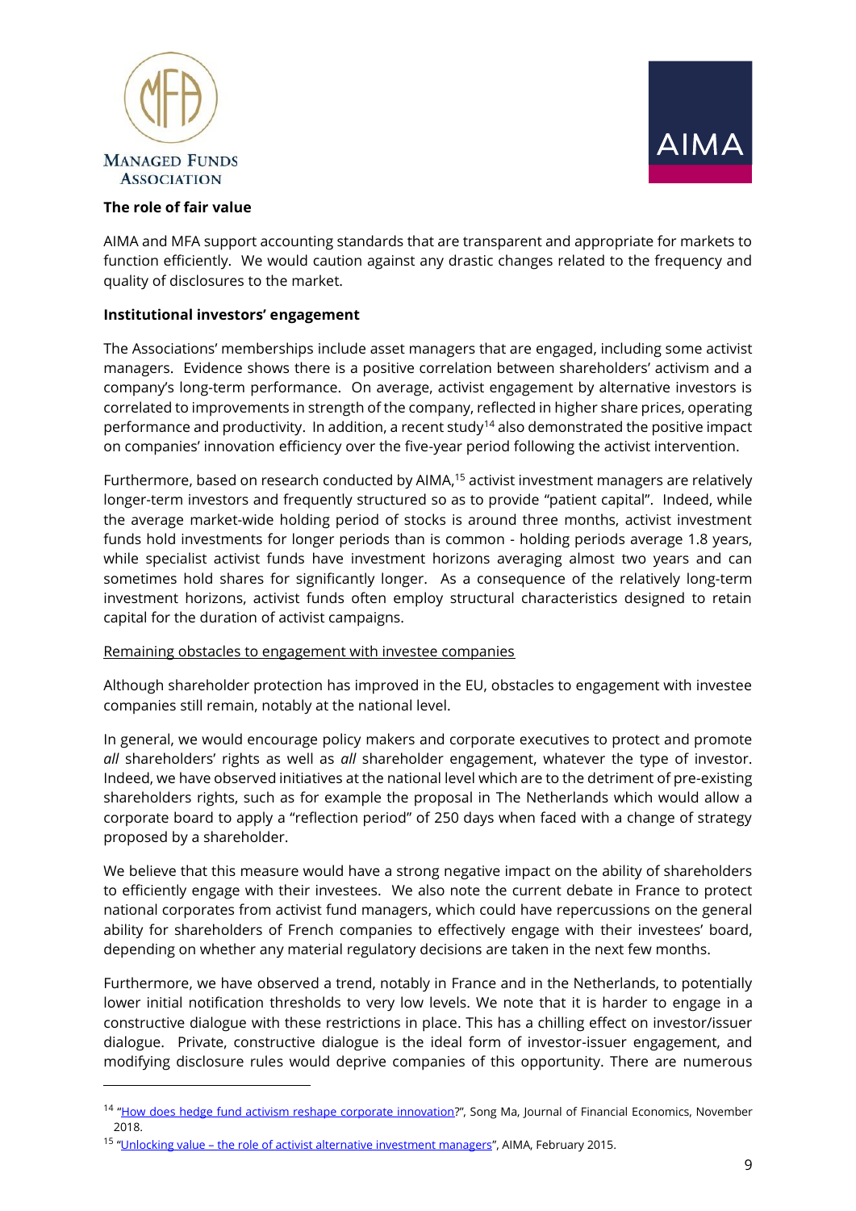**The role of fair value**

AIMA and MFA support accounting standards that are transparent and appropriate for markets to function efficiently. We would caution against any drastic changes related to the frequency and quality of disclosures to the market.

**Institutional investors' engagement**

The Associations' memberships include asset managers that are engaged, including some activist managers. Evidence shows there is a positive correlation between shareholders' activism and a company's long-term performance. On average, activist engagement by alternative investors is correlated to improvements in strength of the company, reflected in higher share prices, operating performance and productivity. In addition, a recent study[14] also demonstrated the positive impact on companies' innovation efficiency over the five-year period following the activist intervention.

Furthermore, based on research conducted by AIMA,[15] activist investment managers are relatively longer-term investors and frequently structured so as to provide "patient capital". Indeed, while the average market-wide holding period of stocks is around three months, activist investment funds hold investments for longer periods than is common - holding periods average 1.8 years, while specialist activist funds have investment horizons averaging almost two years and can sometimes hold shares for significantly longer. As a consequence of the relatively long-term investment horizons, activist funds often employ structural characteristics designed to retain capital for the duration of activist campaigns.

<u>Remaining obstacles to engagement with investee companies</u>

Although shareholder protection has improved in the EU, obstacles to engagement with investee companies still remain, notably at the national level.

In general, we would encourage policy makers and corporate executives to protect and promote *all* shareholders' rights as well as *all* shareholder engagement, whatever the type of investor. Indeed, we have observed initiatives at the national level which are to the detriment of pre-existing shareholders rights, such as for example the proposal in The Netherlands which would allow a corporate board to apply a "reflection period" of 250 days when faced with a change of strategy proposed by a shareholder.

We believe that this measure would have a strong negative impact on the ability of shareholders to efficiently engage with their investees. We also note the current debate in France to protect national corporates from activist fund managers, which could have repercussions on the general ability for shareholders of French companies to effectively engage with their investees' board, depending on whether any material regulatory decisions are taken in the next few months.

Furthermore, we have observed a trend, notably in France and in the Netherlands, to potentially lower initial notification thresholds to very low levels. We note that it is harder to engage in a constructive dialogue with these restrictions in place. This has a chilling effect on investor/issuer dialogue. Private, constructive dialogue is the ideal form of investor-issuer engagement, and modifying disclosure rules would deprive companies of this opportunity. There are numerous

---

[14] "How does hedge fund activism reshape corporate innovation?", Song Ma, Journal of Financial Economics, November 2018.

[15] "Unlocking value – the role of activist alternative investment managers", AIMA, February 2015.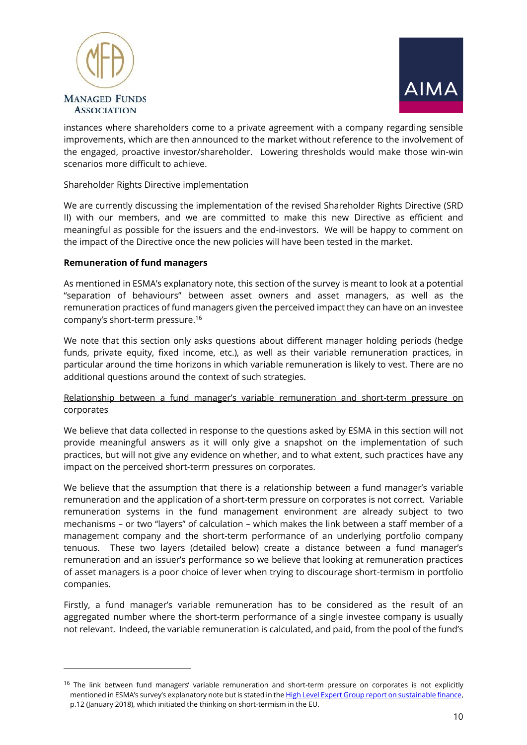instances where shareholders come to a private agreement with a company regarding sensible improvements, which are then announced to the market without reference to the involvement of the engaged, proactive investor/shareholder. Lowering thresholds would make those win-win scenarios more difficult to achieve.

Shareholder Rights Directive implementation

We are currently discussing the implementation of the revised Shareholder Rights Directive (SRD II) with our members, and we are committed to make this new Directive as efficient and meaningful as possible for the issuers and the end-investors. We will be happy to comment on the impact of the Directive once the new policies will have been tested in the market.

**Remuneration of fund managers**

As mentioned in ESMA's explanatory note, this section of the survey is meant to look at a potential "separation of behaviours" between asset owners and asset managers, as well as the remuneration practices of fund managers given the perceived impact they can have on an investee company's short-term pressure.[16]

We note that this section only asks questions about different manager holding periods (hedge funds, private equity, fixed income, etc.), as well as their variable remuneration practices, in particular around the time horizons in which variable remuneration is likely to vest. There are no additional questions around the context of such strategies.

Relationship between a fund manager's variable remuneration and short-term pressure on corporates

We believe that data collected in response to the questions asked by ESMA in this section will not provide meaningful answers as it will only give a snapshot on the implementation of such practices, but will not give any evidence on whether, and to what extent, such practices have any impact on the perceived short-term pressures on corporates.

We believe that the assumption that there is a relationship between a fund manager's variable remuneration and the application of a short-term pressure on corporates is not correct. Variable remuneration systems in the fund management environment are already subject to two mechanisms – or two "layers" of calculation – which makes the link between a staff member of a management company and the short-term performance of an underlying portfolio company tenuous. These two layers (detailed below) create a distance between a fund manager's remuneration and an issuer's performance so we believe that looking at remuneration practices of asset managers is a poor choice of lever when trying to discourage short-termism in portfolio companies.

Firstly, a fund manager's variable remuneration has to be considered as the result of an aggregated number where the short-term performance of a single investee company is usually not relevant. Indeed, the variable remuneration is calculated, and paid, from the pool of the fund's

---

[16] The link between fund managers' variable remuneration and short-term pressure on corporates is not explicitly mentioned in ESMA's survey's explanatory note but is stated in the High Level Expert Group report on sustainable finance, p.12 (January 2018), which initiated the thinking on short-termism in the EU.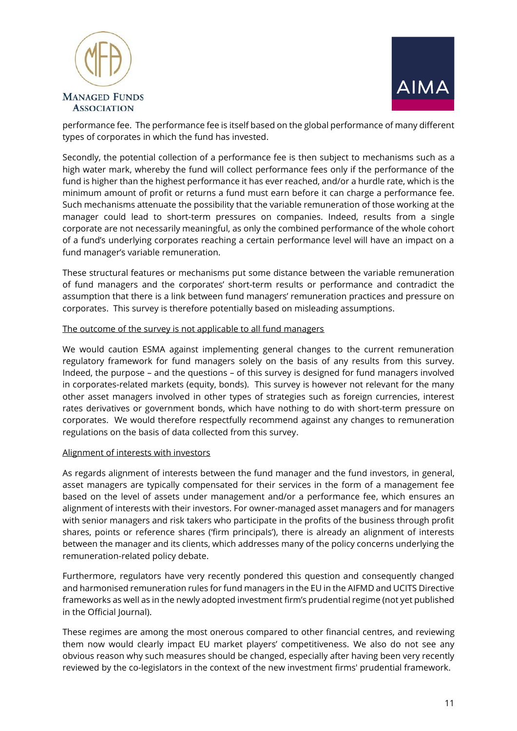performance fee. The performance fee is itself based on the global performance of many different types of corporates in which the fund has invested.

Secondly, the potential collection of a performance fee is then subject to mechanisms such as a high water mark, whereby the fund will collect performance fees only if the performance of the fund is higher than the highest performance it has ever reached, and/or a hurdle rate, which is the minimum amount of profit or returns a fund must earn before it can charge a performance fee. Such mechanisms attenuate the possibility that the variable remuneration of those working at the manager could lead to short-term pressures on companies. Indeed, results from a single corporate are not necessarily meaningful, as only the combined performance of the whole cohort of a fund's underlying corporates reaching a certain performance level will have an impact on a fund manager's variable remuneration.

These structural features or mechanisms put some distance between the variable remuneration of fund managers and the corporates' short-term results or performance and contradict the assumption that there is a link between fund managers' remuneration practices and pressure on corporates. This survey is therefore potentially based on misleading assumptions.

<u>The outcome of the survey is not applicable to all fund managers</u>

We would caution ESMA against implementing general changes to the current remuneration regulatory framework for fund managers solely on the basis of any results from this survey. Indeed, the purpose – and the questions – of this survey is designed for fund managers involved in corporates-related markets (equity, bonds). This survey is however not relevant for the many other asset managers involved in other types of strategies such as foreign currencies, interest rates derivatives or government bonds, which have nothing to do with short-term pressure on corporates. We would therefore respectfully recommend against any changes to remuneration regulations on the basis of data collected from this survey.

<u>Alignment of interests with investors</u>

As regards alignment of interests between the fund manager and the fund investors, in general, asset managers are typically compensated for their services in the form of a management fee based on the level of assets under management and/or a performance fee, which ensures an alignment of interests with their investors. For owner-managed asset managers and for managers with senior managers and risk takers who participate in the profits of the business through profit shares, points or reference shares ('firm principals'), there is already an alignment of interests between the manager and its clients, which addresses many of the policy concerns underlying the remuneration-related policy debate.

Furthermore, regulators have very recently pondered this question and consequently changed and harmonised remuneration rules for fund managers in the EU in the AIFMD and UCITS Directive frameworks as well as in the newly adopted investment firm's prudential regime (not yet published in the Official Journal).

These regimes are among the most onerous compared to other financial centres, and reviewing them now would clearly impact EU market players' competitiveness. We also do not see any obvious reason why such measures should be changed, especially after having been very recently reviewed by the co-legislators in the context of the new investment firms' prudential framework.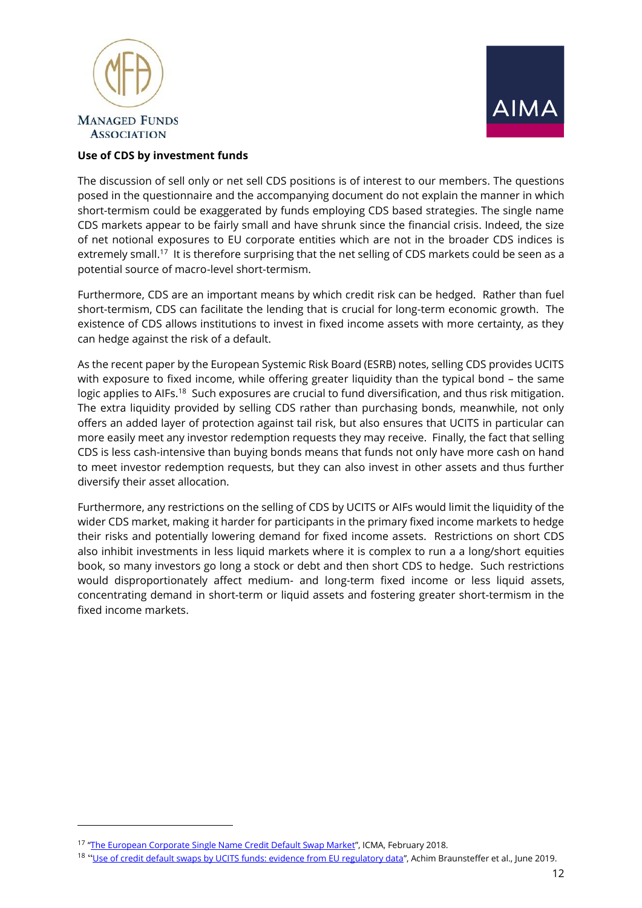**Use of CDS by investment funds**

The discussion of sell only or net sell CDS positions is of interest to our members. The questions posed in the questionnaire and the accompanying document do not explain the manner in which short-termism could be exaggerated by funds employing CDS based strategies. The single name CDS markets appear to be fairly small and have shrunk since the financial crisis. Indeed, the size of net notional exposures to EU corporate entities which are not in the broader CDS indices is extremely small.[17] It is therefore surprising that the net selling of CDS markets could be seen as a potential source of macro-level short-termism.

Furthermore, CDS are an important means by which credit risk can be hedged. Rather than fuel short-termism, CDS can facilitate the lending that is crucial for long-term economic growth. The existence of CDS allows institutions to invest in fixed income assets with more certainty, as they can hedge against the risk of a default.

As the recent paper by the European Systemic Risk Board (ESRB) notes, selling CDS provides UCITS with exposure to fixed income, while offering greater liquidity than the typical bond – the same logic applies to AIFs.[18] Such exposures are crucial to fund diversification, and thus risk mitigation. The extra liquidity provided by selling CDS rather than purchasing bonds, meanwhile, not only offers an added layer of protection against tail risk, but also ensures that UCITS in particular can more easily meet any investor redemption requests they may receive. Finally, the fact that selling CDS is less cash-intensive than buying bonds means that funds not only have more cash on hand to meet investor redemption requests, but they can also invest in other assets and thus further diversify their asset allocation.

Furthermore, any restrictions on the selling of CDS by UCITS or AIFs would limit the liquidity of the wider CDS market, making it harder for participants in the primary fixed income markets to hedge their risks and potentially lowering demand for fixed income assets. Restrictions on short CDS also inhibit investments in less liquid markets where it is complex to run a a long/short equities book, so many investors go long a stock or debt and then short CDS to hedge. Such restrictions would disproportionately affect medium- and long-term fixed income or less liquid assets, concentrating demand in short-term or liquid assets and fostering greater short-termism in the fixed income markets.

---

[17] "The European Corporate Single Name Credit Default Swap Market", ICMA, February 2018.

[18] "Use of credit default swaps by UCITS funds: evidence from EU regulatory data", Achim Braunsteffer et al., June 2019.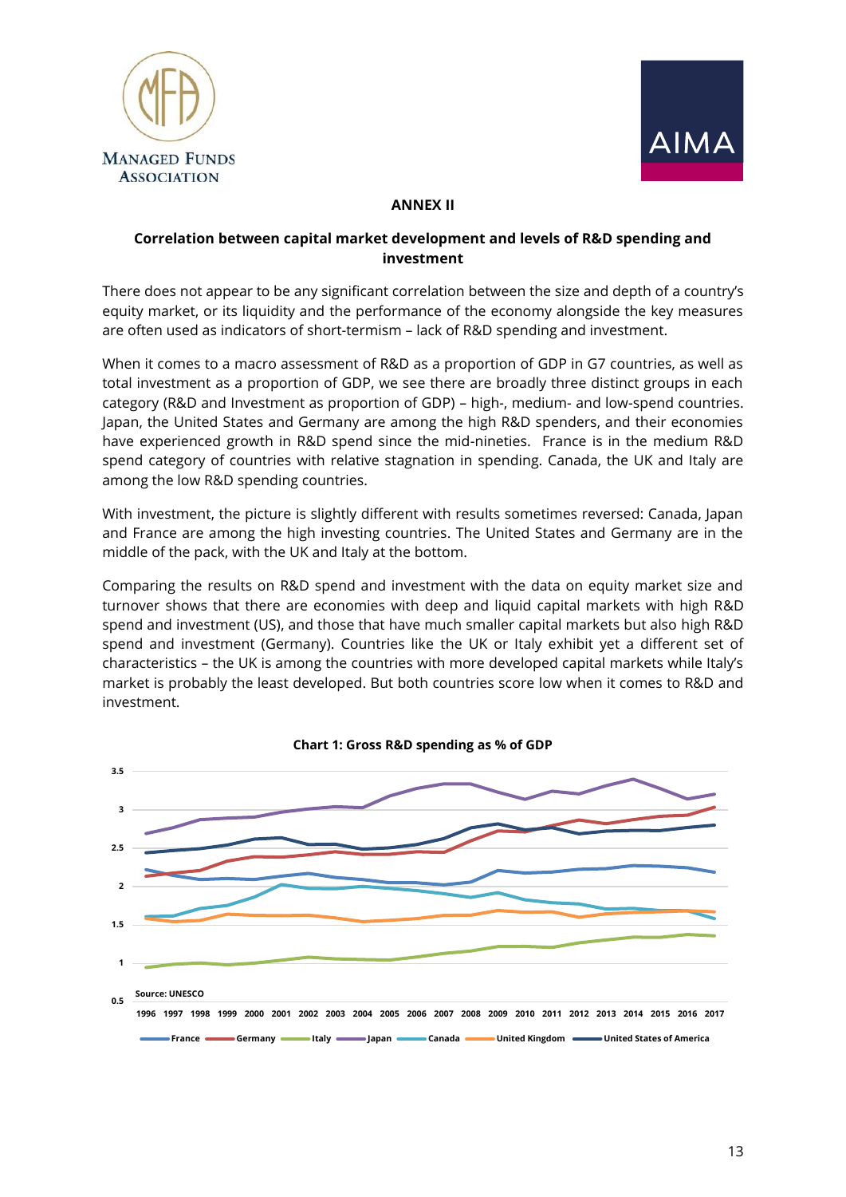## ANNEX II

### Correlation between capital market development and levels of R&D spending and investment

There does not appear to be any significant correlation between the size and depth of a country's equity market, or its liquidity and the performance of the economy alongside the key measures are often used as indicators of short-termism – lack of R&D spending and investment.

When it comes to a macro assessment of R&D as a proportion of GDP in G7 countries, as well as total investment as a proportion of GDP, we see there are broadly three distinct groups in each category (R&D and Investment as proportion of GDP) – high-, medium- and low-spend countries. Japan, the United States and Germany are among the high R&D spenders, and their economies have experienced growth in R&D spend since the mid-nineties. France is in the medium R&D spend category of countries with relative stagnation in spending. Canada, the UK and Italy are among the low R&D spending countries.

With investment, the picture is slightly different with results sometimes reversed: Canada, Japan and France are among the high investing countries. The United States and Germany are in the middle of the pack, with the UK and Italy at the bottom.

Comparing the results on R&D spend and investment with the data on equity market size and turnover shows that there are economies with deep and liquid capital markets with high R&D spend and investment (US), and those that have much smaller capital markets but also high R&D spend and investment (Germany). Countries like the UK or Italy exhibit yet a different set of characteristics – the UK is among the countries with more developed capital markets while Italy's market is probably the least developed. But both countries score low when it comes to R&D and investment.

**Chart 1: Gross R&D spending as % of GDP**

Source: UNESCO

Legend: France, Germany, Italy, Japan, Canada, United Kingdom, United States of America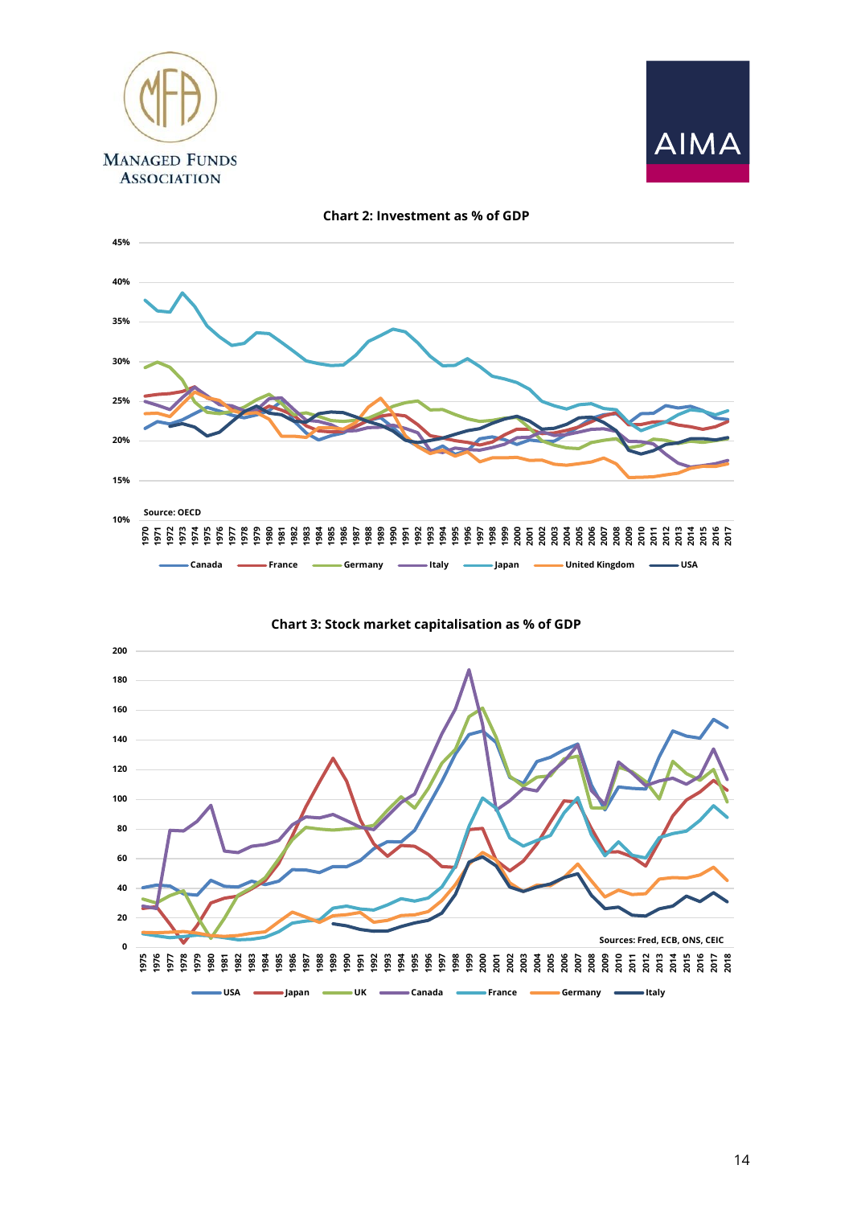**Chart 2: Investment as % of GDP**

Source: OECD

Canada, France, Germany, Italy, Japan, United Kingdom, USA

**Chart 3: Stock market capitalisation as % of GDP**

Sources: Fred, ECB, ONS, CEIC

USA, Japan, UK, Canada, France, Germany, Italy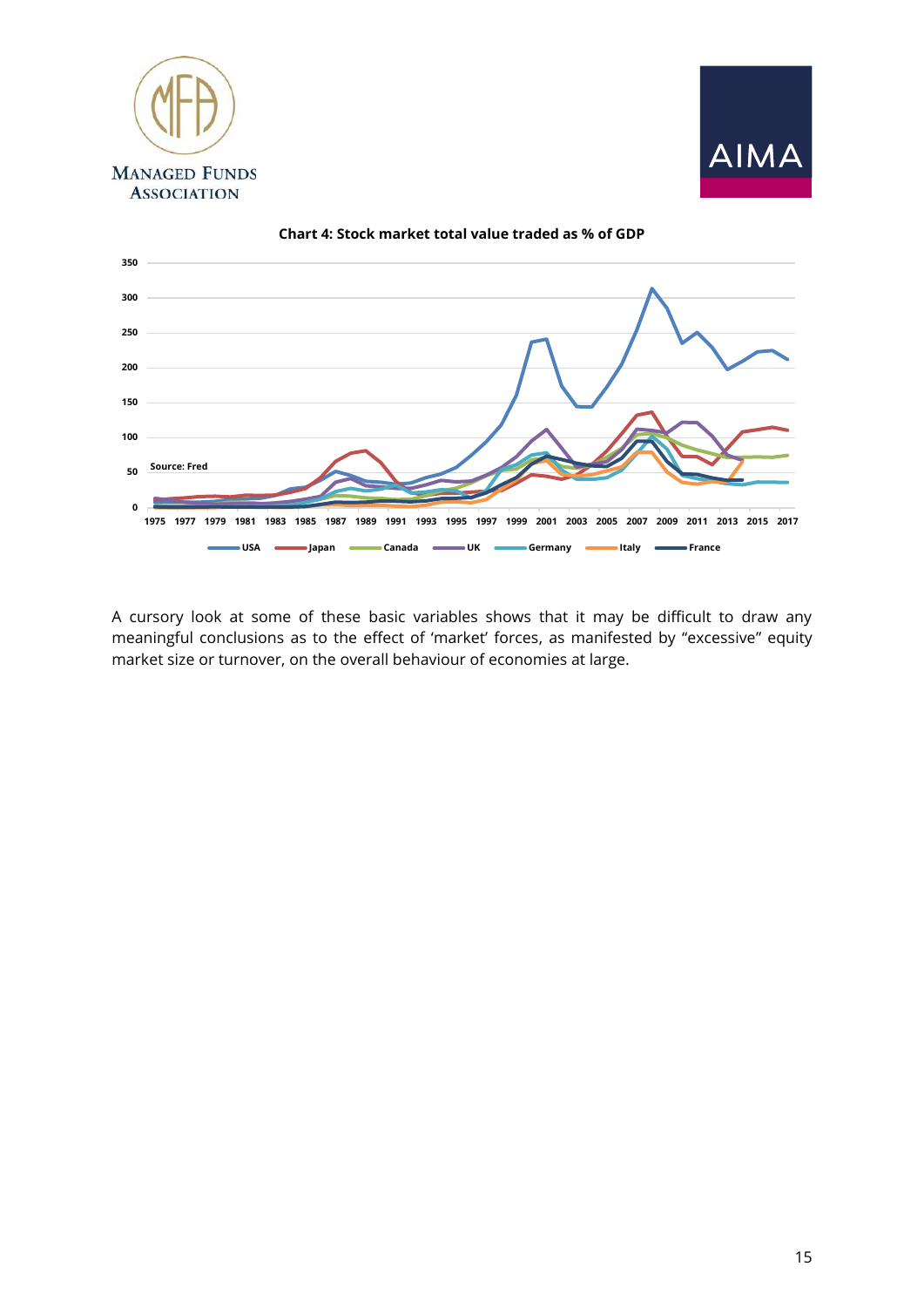**Chart 4: Stock market total value traded as % of GDP**

350
300
250
200
150
100
50
0

Source: Fred

1975 1977 1979 1981 1983 1985 1987 1989 1991 1993 1995 1997 1999 2001 2003 2005 2007 2009 2011 2013 2015 2017

USA Japan Canada UK Germany Italy France

A cursory look at some of these basic variables shows that it may be difficult to draw any meaningful conclusions as to the effect of 'market' forces, as manifested by "excessive" equity market size or turnover, on the overall behaviour of economies at large.